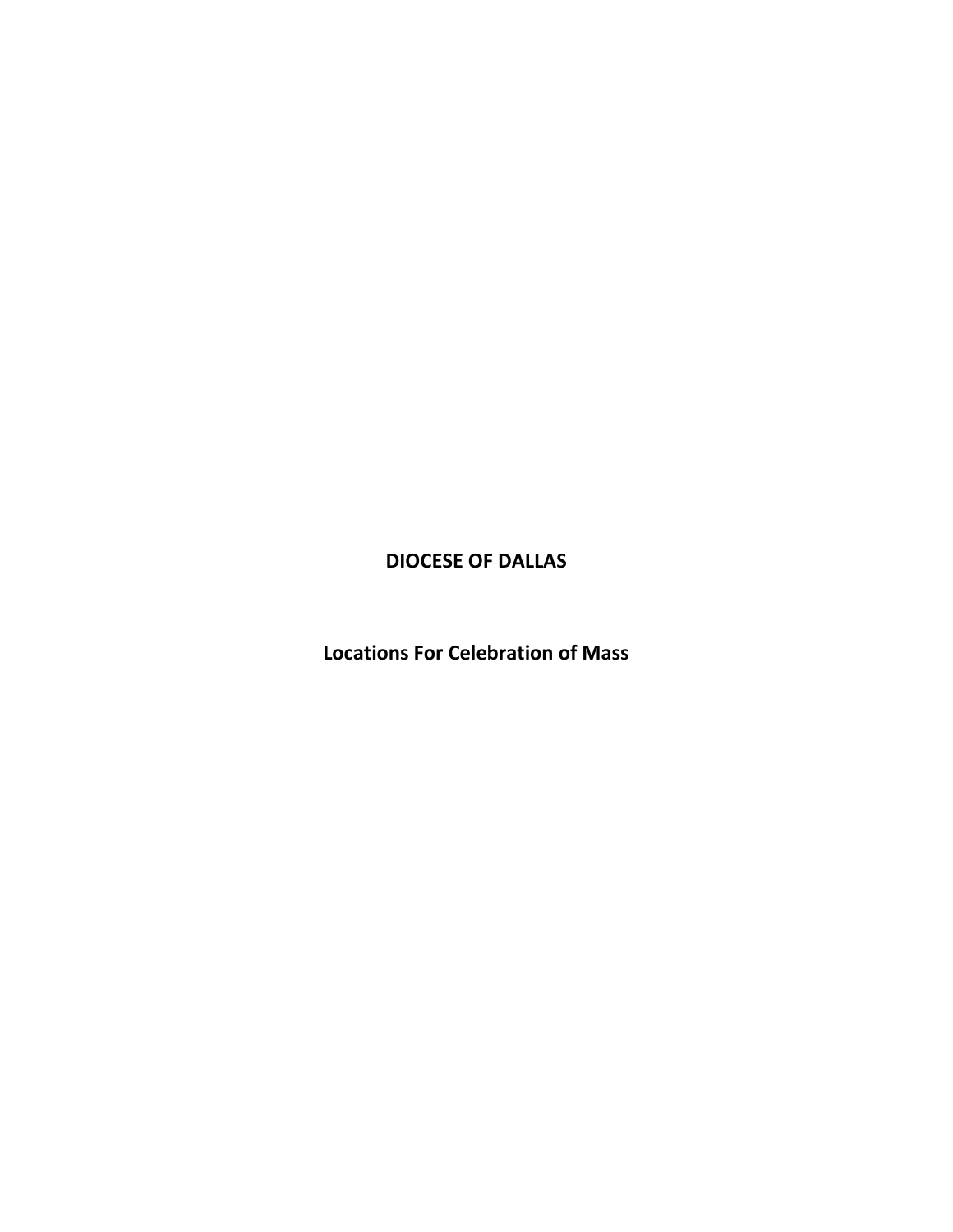# DIOCESE OF DALLAS

## Locations For Celebration of Mass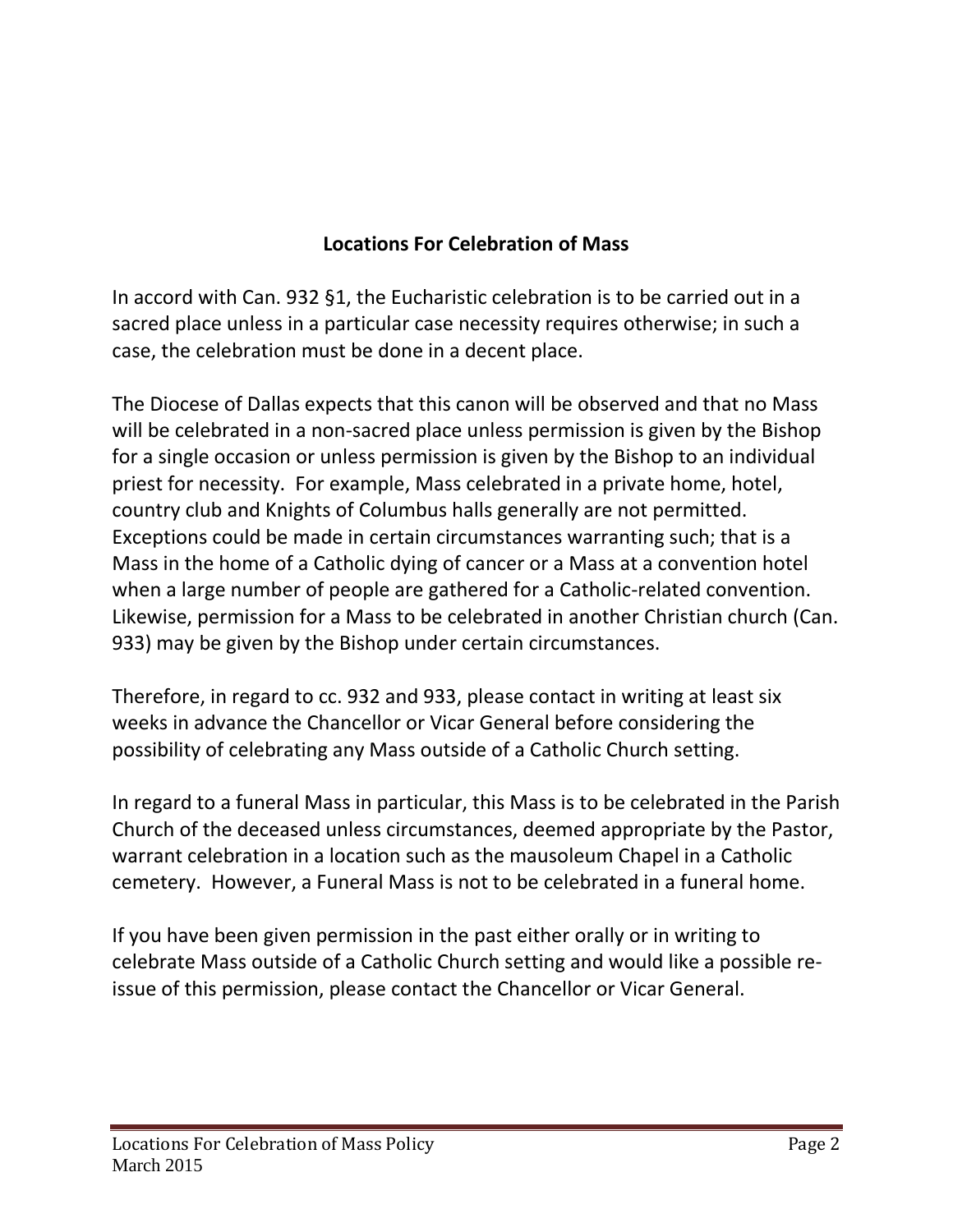## Locations For Celebration of Mass

In accord with Can. 932 §1, the Eucharistic celebration is to be carried out in a sacred place unless in a particular case necessity requires otherwise; in such a case, the celebration must be done in a decent place.

The Diocese of Dallas expects that this canon will be observed and that no Mass will be celebrated in a non-sacred place unless permission is given by the Bishop for a single occasion or unless permission is given by the Bishop to an individual priest for necessity. For example, Mass celebrated in a private home, hotel, country club and Knights of Columbus halls generally are not permitted. Exceptions could be made in certain circumstances warranting such; that is a Mass in the home of a Catholic dying of cancer or a Mass at a convention hotel when a large number of people are gathered for a Catholic-related convention. Likewise, permission for a Mass to be celebrated in another Christian church (Can. 933) may be given by the Bishop under certain circumstances.

Therefore, in regard to cc. 932 and 933, please contact in writing at least six weeks in advance the Chancellor or Vicar General before considering the possibility of celebrating any Mass outside of a Catholic Church setting.

In regard to a funeral Mass in particular, this Mass is to be celebrated in the Parish Church of the deceased unless circumstances, deemed appropriate by the Pastor, warrant celebration in a location such as the mausoleum Chapel in a Catholic cemetery. However, a Funeral Mass is not to be celebrated in a funeral home.

If you have been given permission in the past either orally or in writing to celebrate Mass outside of a Catholic Church setting and would like a possible re-issue of this permission, please contact the Chancellor or Vicar General.